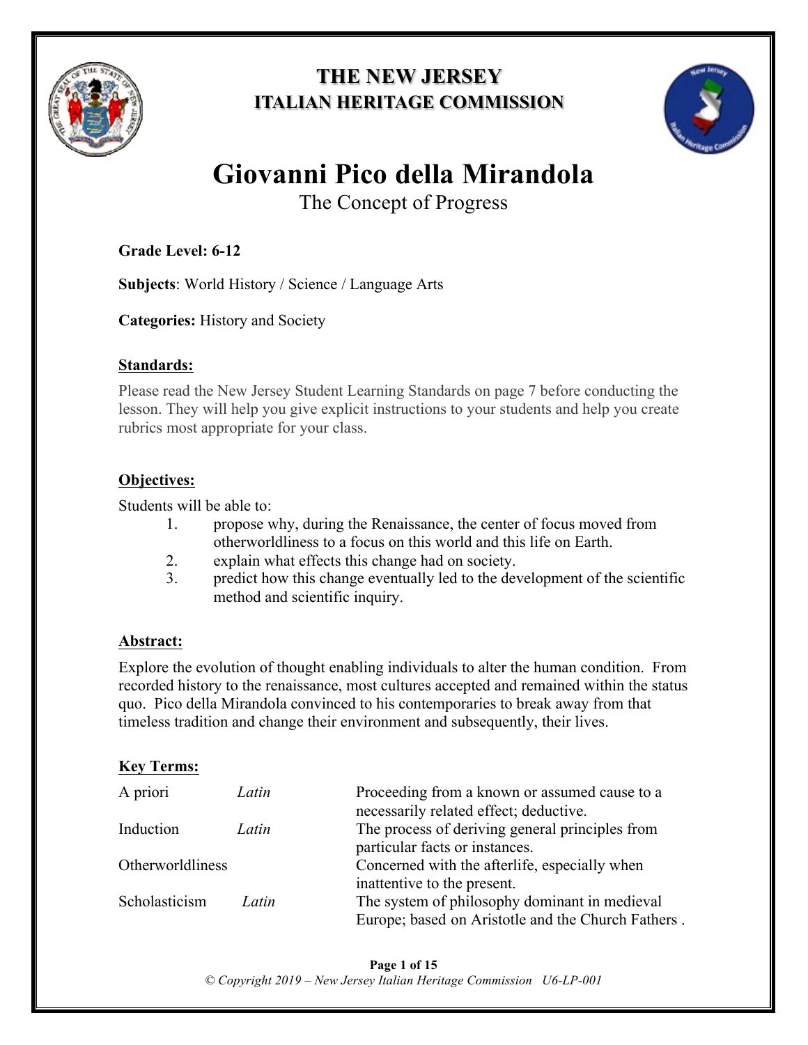# THE NEW JERSEY
## ITALIAN HERITAGE COMMISSION

# Giovanni Pico della Mirandola

The Concept of Progress

**Grade Level: 6-12**

**Subjects**: World History / Science / Language Arts

**Categories:** History and Society

**Standards:**

Please read the New Jersey Student Learning Standards on page 7 before conducting the lesson. They will help you give explicit instructions to your students and help you create rubrics most appropriate for your class.

**Objectives:**

Students will be able to:

1. propose why, during the Renaissance, the center of focus moved from otherworldliness to a focus on this world and this life on Earth.
2. explain what effects this change had on society.
3. predict how this change eventually led to the development of the scientific method and scientific inquiry.

**Abstract:**

Explore the evolution of thought enabling individuals to alter the human condition. From recorded history to the renaissance, most cultures accepted and remained within the status quo. Pico della Mirandola convinced to his contemporaries to break away from that timeless tradition and change their environment and subsequently, their lives.

**Key Terms:**

| | | |
|---|---|---|
| A priori | *Latin* | Proceeding from a known or assumed cause to a necessarily related effect; deductive. |
| Induction | *Latin* | The process of deriving general principles from particular facts or instances. |
| Otherworldliness | | Concerned with the afterlife, especially when inattentive to the present. |
| Scholasticism | *Latin* | The system of philosophy dominant in medieval Europe; based on Aristotle and the Church Fathers . |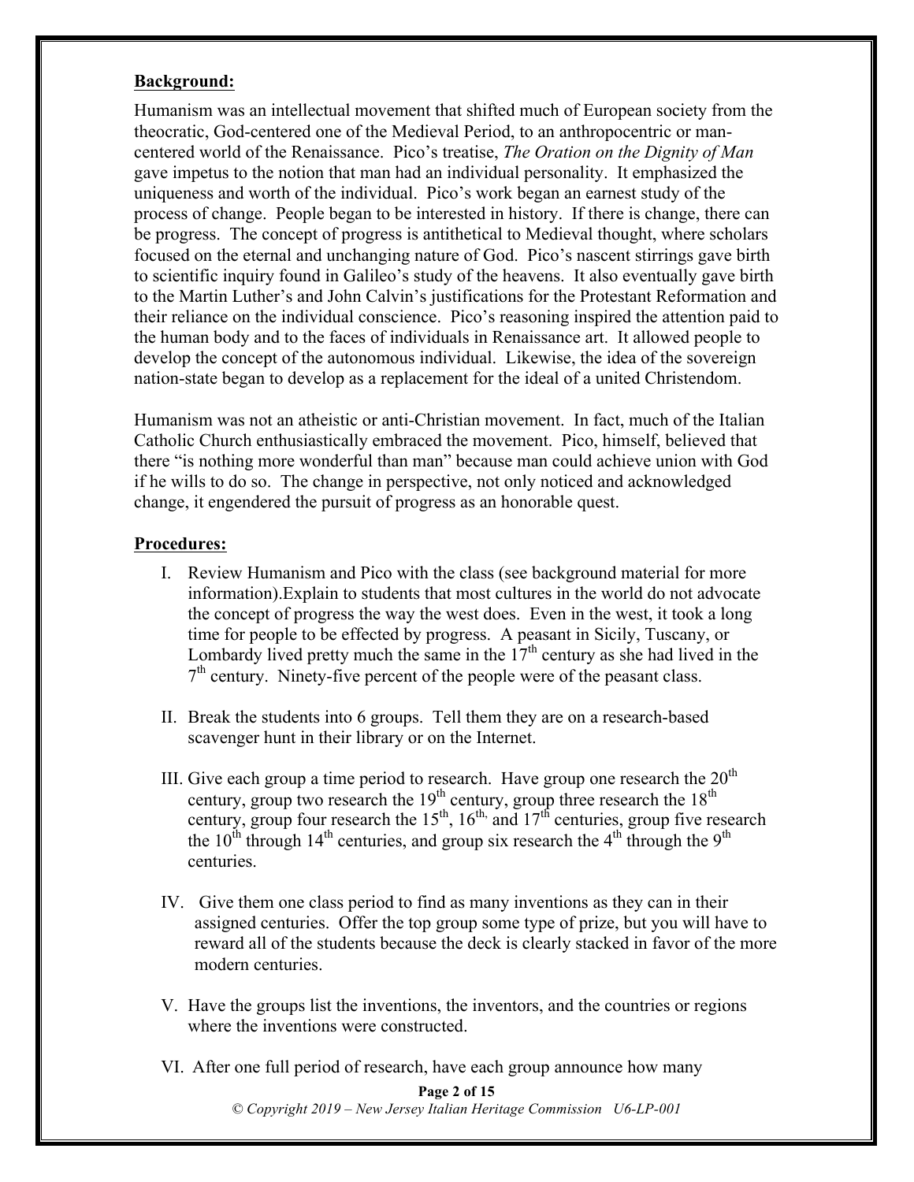**Background:**

Humanism was an intellectual movement that shifted much of European society from the theocratic, God-centered one of the Medieval Period, to an anthropocentric or man-centered world of the Renaissance. Pico's treatise, *The Oration on the Dignity of Man* gave impetus to the notion that man had an individual personality. It emphasized the uniqueness and worth of the individual. Pico's work began an earnest study of the process of change. People began to be interested in history. If there is change, there can be progress. The concept of progress is antithetical to Medieval thought, where scholars focused on the eternal and unchanging nature of God. Pico's nascent stirrings gave birth to scientific inquiry found in Galileo's study of the heavens. It also eventually gave birth to the Martin Luther's and John Calvin's justifications for the Protestant Reformation and their reliance on the individual conscience. Pico's reasoning inspired the attention paid to the human body and to the faces of individuals in Renaissance art. It allowed people to develop the concept of the autonomous individual. Likewise, the idea of the sovereign nation-state began to develop as a replacement for the ideal of a united Christendom.

Humanism was not an atheistic or anti-Christian movement. In fact, much of the Italian Catholic Church enthusiastically embraced the movement. Pico, himself, believed that there "is nothing more wonderful than man" because man could achieve union with God if he wills to do so. The change in perspective, not only noticed and acknowledged change, it engendered the pursuit of progress as an honorable quest.

**Procedures:**

I. Review Humanism and Pico with the class (see background material for more information).Explain to students that most cultures in the world do not advocate the concept of progress the way the west does. Even in the west, it took a long time for people to be effected by progress. A peasant in Sicily, Tuscany, or Lombardy lived pretty much the same in the 17th century as she had lived in the 7th century. Ninety-five percent of the people were of the peasant class.

II. Break the students into 6 groups. Tell them they are on a research-based scavenger hunt in their library or on the Internet.

III. Give each group a time period to research. Have group one research the 20th century, group two research the 19th century, group three research the 18th century, group four research the 15th, 16th, and 17th centuries, group five research the 10th through 14th centuries, and group six research the 4th through the 9th centuries.

IV. Give them one class period to find as many inventions as they can in their assigned centuries. Offer the top group some type of prize, but you will have to reward all of the students because the deck is clearly stacked in favor of the more modern centuries.

V. Have the groups list the inventions, the inventors, and the countries or regions where the inventions were constructed.

VI. After one full period of research, have each group announce how many

*© Copyright 2019 – New Jersey Italian Heritage Commission U6-LP-001*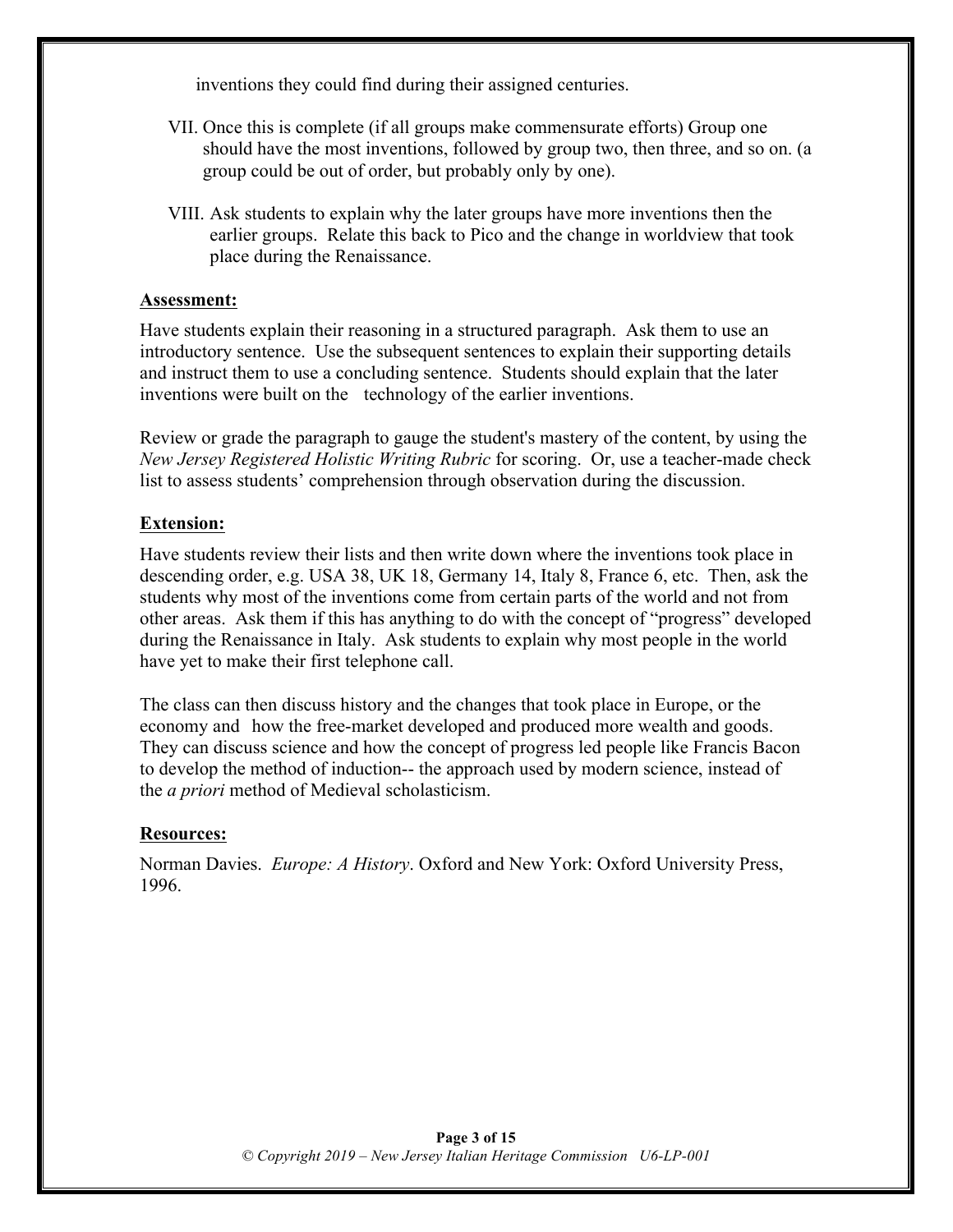inventions they could find during their assigned centuries.

VII. Once this is complete (if all groups make commensurate efforts) Group one should have the most inventions, followed by group two, then three, and so on. (a group could be out of order, but probably only by one).

VIII. Ask students to explain why the later groups have more inventions then the earlier groups. Relate this back to Pico and the change in worldview that took place during the Renaissance.

**Assessment:**

Have students explain their reasoning in a structured paragraph. Ask them to use an introductory sentence. Use the subsequent sentences to explain their supporting details and instruct them to use a concluding sentence. Students should explain that the later inventions were built on the technology of the earlier inventions.

Review or grade the paragraph to gauge the student's mastery of the content, by using the *New Jersey Registered Holistic Writing Rubric* for scoring. Or, use a teacher-made check list to assess students' comprehension through observation during the discussion.

**Extension:**

Have students review their lists and then write down where the inventions took place in descending order, e.g. USA 38, UK 18, Germany 14, Italy 8, France 6, etc. Then, ask the students why most of the inventions come from certain parts of the world and not from other areas. Ask them if this has anything to do with the concept of "progress" developed during the Renaissance in Italy. Ask students to explain why most people in the world have yet to make their first telephone call.

The class can then discuss history and the changes that took place in Europe, or the economy and how the free-market developed and produced more wealth and goods. They can discuss science and how the concept of progress led people like Francis Bacon to develop the method of induction-- the approach used by modern science, instead of the *a priori* method of Medieval scholasticism.

**Resources:**

Norman Davies. *Europe: A History*. Oxford and New York: Oxford University Press, 1996.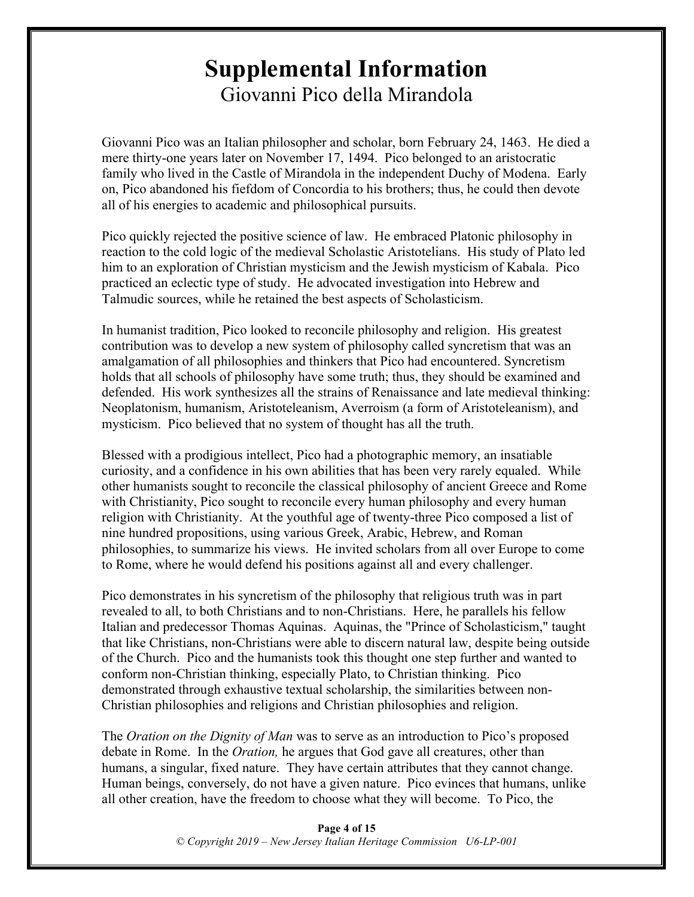# Supplemental Information

## Giovanni Pico della Mirandola

Giovanni Pico was an Italian philosopher and scholar, born February 24, 1463. He died a mere thirty-one years later on November 17, 1494. Pico belonged to an aristocratic family who lived in the Castle of Mirandola in the independent Duchy of Modena. Early on, Pico abandoned his fiefdom of Concordia to his brothers; thus, he could then devote all of his energies to academic and philosophical pursuits.

Pico quickly rejected the positive science of law. He embraced Platonic philosophy in reaction to the cold logic of the medieval Scholastic Aristotelians. His study of Plato led him to an exploration of Christian mysticism and the Jewish mysticism of Kabala. Pico practiced an eclectic type of study. He advocated investigation into Hebrew and Talmudic sources, while he retained the best aspects of Scholasticism.

In humanist tradition, Pico looked to reconcile philosophy and religion. His greatest contribution was to develop a new system of philosophy called syncretism that was an amalgamation of all philosophies and thinkers that Pico had encountered. Syncretism holds that all schools of philosophy have some truth; thus, they should be examined and defended. His work synthesizes all the strains of Renaissance and late medieval thinking: Neoplatonism, humanism, Aristoteleanism, Averroism (a form of Aristoteleanism), and mysticism. Pico believed that no system of thought has all the truth.

Blessed with a prodigious intellect, Pico had a photographic memory, an insatiable curiosity, and a confidence in his own abilities that has been very rarely equaled. While other humanists sought to reconcile the classical philosophy of ancient Greece and Rome with Christianity, Pico sought to reconcile every human philosophy and every human religion with Christianity. At the youthful age of twenty-three Pico composed a list of nine hundred propositions, using various Greek, Arabic, Hebrew, and Roman philosophies, to summarize his views. He invited scholars from all over Europe to come to Rome, where he would defend his positions against all and every challenger.

Pico demonstrates in his syncretism of the philosophy that religious truth was in part revealed to all, to both Christians and to non-Christians. Here, he parallels his fellow Italian and predecessor Thomas Aquinas. Aquinas, the "Prince of Scholasticism," taught that like Christians, non-Christians were able to discern natural law, despite being outside of the Church. Pico and the humanists took this thought one step further and wanted to conform non-Christian thinking, especially Plato, to Christian thinking. Pico demonstrated through exhaustive textual scholarship, the similarities between non-Christian philosophies and religions and Christian philosophies and religion.

The *Oration on the Dignity of Man* was to serve as an introduction to Pico's proposed debate in Rome. In the *Oration,* he argues that God gave all creatures, other than humans, a singular, fixed nature. They have certain attributes that they cannot change. Human beings, conversely, do not have a given nature. Pico evinces that humans, unlike all other creation, have the freedom to choose what they will become. To Pico, the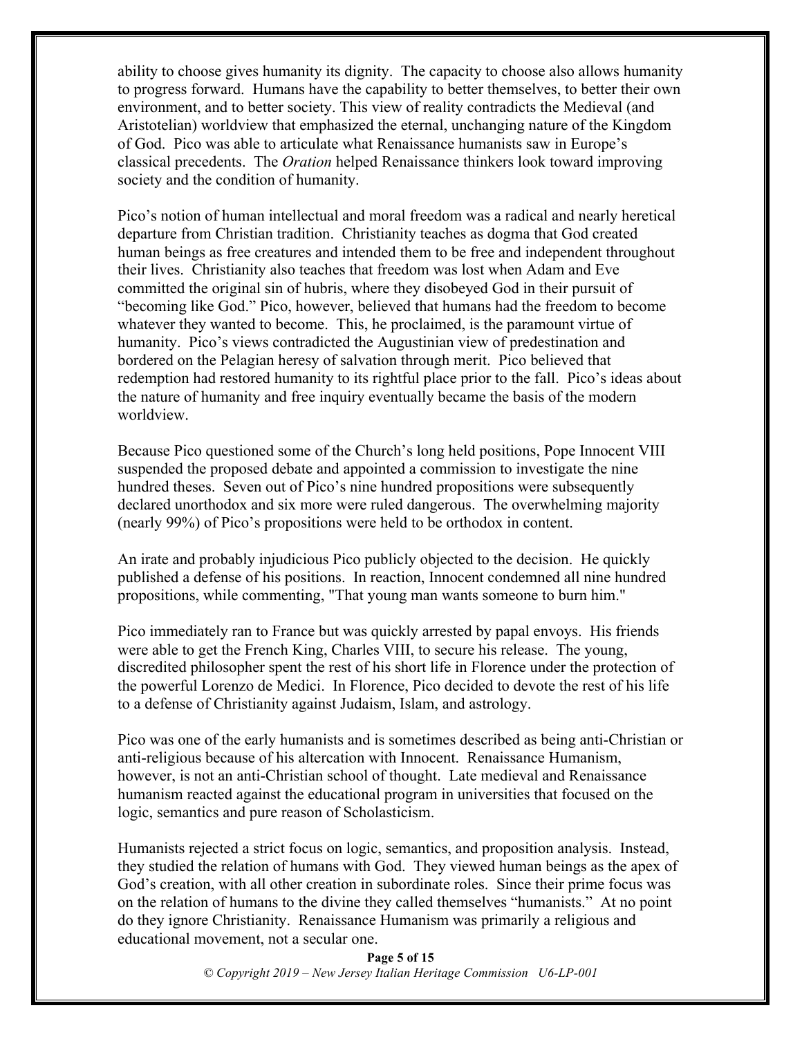ability to choose gives humanity its dignity. The capacity to choose also allows humanity to progress forward. Humans have the capability to better themselves, to better their own environment, and to better society. This view of reality contradicts the Medieval (and Aristotelian) worldview that emphasized the eternal, unchanging nature of the Kingdom of God. Pico was able to articulate what Renaissance humanists saw in Europe's classical precedents. The *Oration* helped Renaissance thinkers look toward improving society and the condition of humanity.

Pico's notion of human intellectual and moral freedom was a radical and nearly heretical departure from Christian tradition. Christianity teaches as dogma that God created human beings as free creatures and intended them to be free and independent throughout their lives. Christianity also teaches that freedom was lost when Adam and Eve committed the original sin of hubris, where they disobeyed God in their pursuit of "becoming like God." Pico, however, believed that humans had the freedom to become whatever they wanted to become. This, he proclaimed, is the paramount virtue of humanity. Pico's views contradicted the Augustinian view of predestination and bordered on the Pelagian heresy of salvation through merit. Pico believed that redemption had restored humanity to its rightful place prior to the fall. Pico's ideas about the nature of humanity and free inquiry eventually became the basis of the modern worldview.

Because Pico questioned some of the Church's long held positions, Pope Innocent VIII suspended the proposed debate and appointed a commission to investigate the nine hundred theses. Seven out of Pico's nine hundred propositions were subsequently declared unorthodox and six more were ruled dangerous. The overwhelming majority (nearly 99%) of Pico's propositions were held to be orthodox in content.

An irate and probably injudicious Pico publicly objected to the decision. He quickly published a defense of his positions. In reaction, Innocent condemned all nine hundred propositions, while commenting, "That young man wants someone to burn him."

Pico immediately ran to France but was quickly arrested by papal envoys. His friends were able to get the French King, Charles VIII, to secure his release. The young, discredited philosopher spent the rest of his short life in Florence under the protection of the powerful Lorenzo de Medici. In Florence, Pico decided to devote the rest of his life to a defense of Christianity against Judaism, Islam, and astrology.

Pico was one of the early humanists and is sometimes described as being anti-Christian or anti-religious because of his altercation with Innocent. Renaissance Humanism, however, is not an anti-Christian school of thought. Late medieval and Renaissance humanism reacted against the educational program in universities that focused on the logic, semantics and pure reason of Scholasticism.

Humanists rejected a strict focus on logic, semantics, and proposition analysis. Instead, they studied the relation of humans with God. They viewed human beings as the apex of God's creation, with all other creation in subordinate roles. Since their prime focus was on the relation of humans to the divine they called themselves "humanists." At no point do they ignore Christianity. Renaissance Humanism was primarily a religious and educational movement, not a secular one.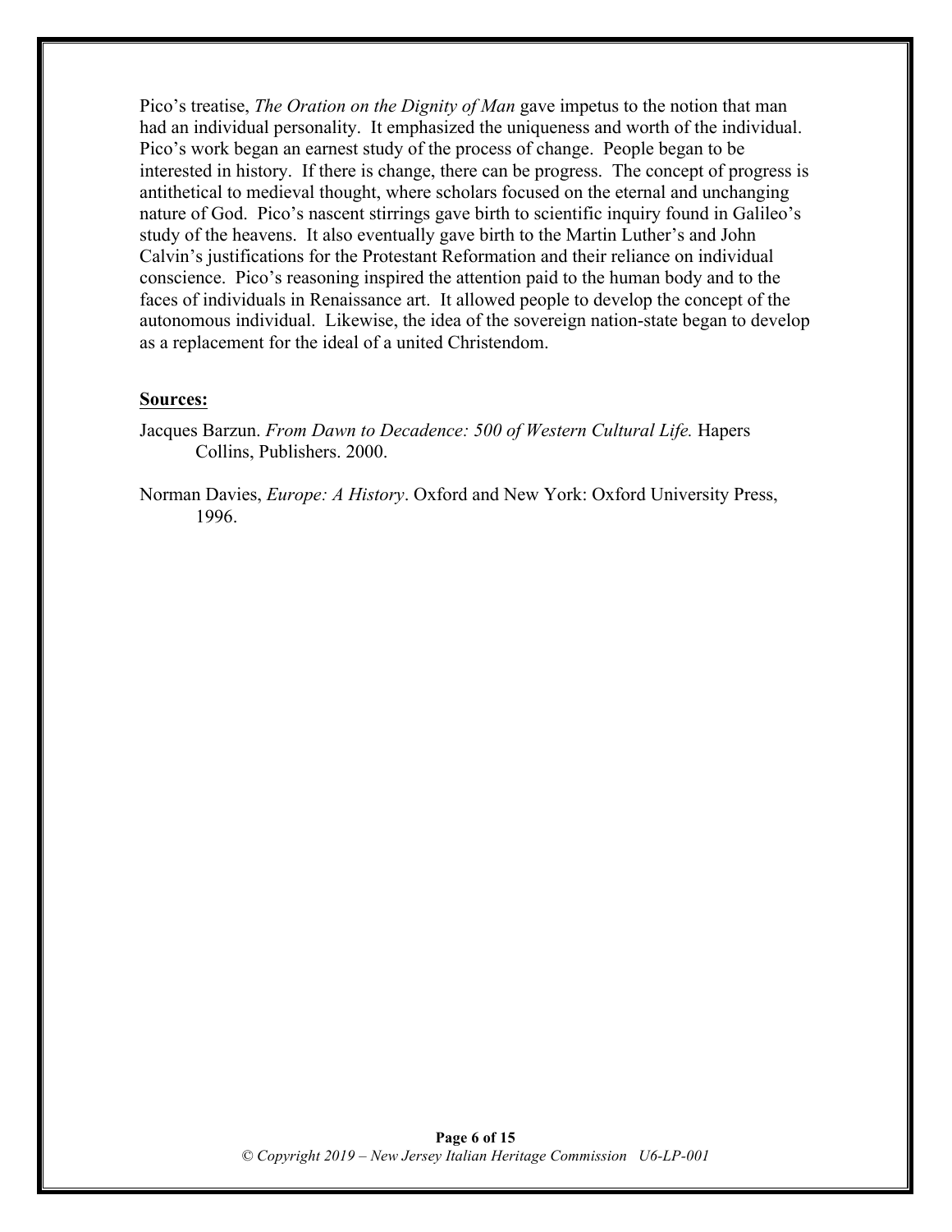Pico's treatise, *The Oration on the Dignity of Man* gave impetus to the notion that man had an individual personality. It emphasized the uniqueness and worth of the individual. Pico's work began an earnest study of the process of change. People began to be interested in history. If there is change, there can be progress. The concept of progress is antithetical to medieval thought, where scholars focused on the eternal and unchanging nature of God. Pico's nascent stirrings gave birth to scientific inquiry found in Galileo's study of the heavens. It also eventually gave birth to the Martin Luther's and John Calvin's justifications for the Protestant Reformation and their reliance on individual conscience. Pico's reasoning inspired the attention paid to the human body and to the faces of individuals in Renaissance art. It allowed people to develop the concept of the autonomous individual. Likewise, the idea of the sovereign nation-state began to develop as a replacement for the ideal of a united Christendom.

**Sources:**

Jacques Barzun. *From Dawn to Decadence: 500 of Western Cultural Life.* Hapers Collins, Publishers. 2000.

Norman Davies, *Europe: A History*. Oxford and New York: Oxford University Press, 1996.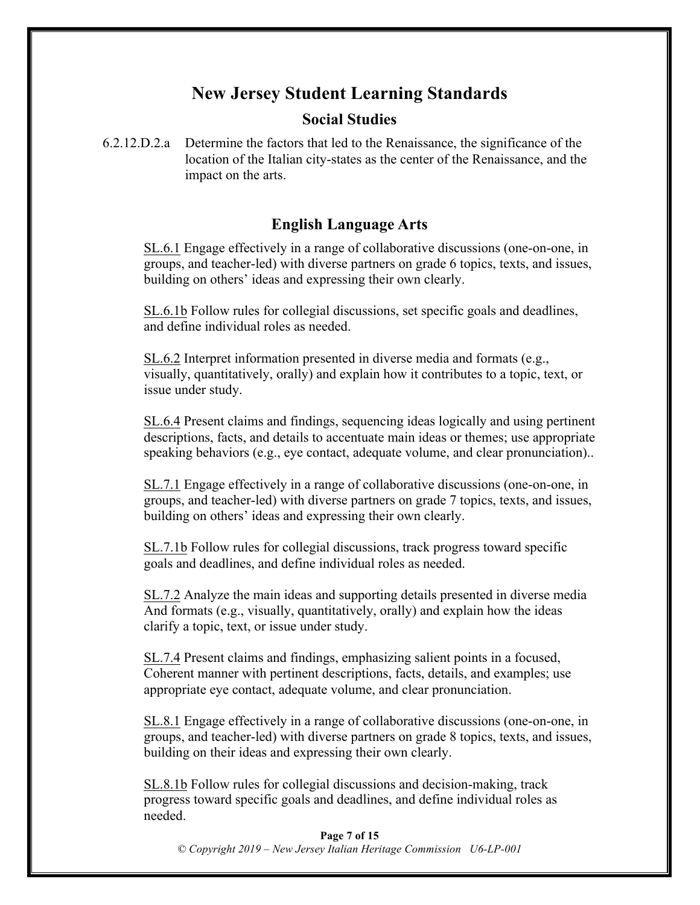# New Jersey Student Learning Standards

## Social Studies

6.2.12.D.2.a Determine the factors that led to the Renaissance, the significance of the location of the Italian city-states as the center of the Renaissance, and the impact on the arts.

## English Language Arts

SL.6.1 Engage effectively in a range of collaborative discussions (one-on-one, in groups, and teacher-led) with diverse partners on grade 6 topics, texts, and issues, building on others' ideas and expressing their own clearly.

SL.6.1b Follow rules for collegial discussions, set specific goals and deadlines, and define individual roles as needed.

SL.6.2 Interpret information presented in diverse media and formats (e.g., visually, quantitatively, orally) and explain how it contributes to a topic, text, or issue under study.

SL.6.4 Present claims and findings, sequencing ideas logically and using pertinent descriptions, facts, and details to accentuate main ideas or themes; use appropriate speaking behaviors (e.g., eye contact, adequate volume, and clear pronunciation)..

SL.7.1 Engage effectively in a range of collaborative discussions (one-on-one, in groups, and teacher-led) with diverse partners on grade 7 topics, texts, and issues, building on others' ideas and expressing their own clearly.

SL.7.1b Follow rules for collegial discussions, track progress toward specific goals and deadlines, and define individual roles as needed.

SL.7.2 Analyze the main ideas and supporting details presented in diverse media And formats (e.g., visually, quantitatively, orally) and explain how the ideas clarify a topic, text, or issue under study.

SL.7.4 Present claims and findings, emphasizing salient points in a focused, Coherent manner with pertinent descriptions, facts, details, and examples; use appropriate eye contact, adequate volume, and clear pronunciation.

SL.8.1 Engage effectively in a range of collaborative discussions (one-on-one, in groups, and teacher-led) with diverse partners on grade 8 topics, texts, and issues, building on their ideas and expressing their own clearly.

SL.8.1b Follow rules for collegial discussions and decision-making, track progress toward specific goals and deadlines, and define individual roles as needed.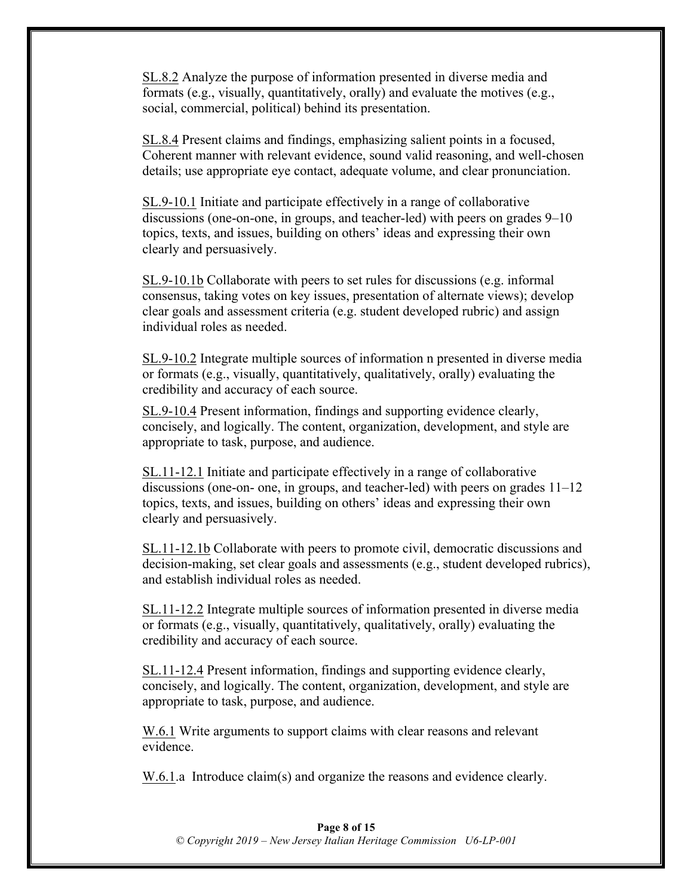SL.8.2 Analyze the purpose of information presented in diverse media and formats (e.g., visually, quantitatively, orally) and evaluate the motives (e.g., social, commercial, political) behind its presentation.

SL.8.4 Present claims and findings, emphasizing salient points in a focused, Coherent manner with relevant evidence, sound valid reasoning, and well-chosen details; use appropriate eye contact, adequate volume, and clear pronunciation.

SL.9-10.1 Initiate and participate effectively in a range of collaborative discussions (one-on-one, in groups, and teacher-led) with peers on grades 9–10 topics, texts, and issues, building on others' ideas and expressing their own clearly and persuasively.

SL.9-10.1b Collaborate with peers to set rules for discussions (e.g. informal consensus, taking votes on key issues, presentation of alternate views); develop clear goals and assessment criteria (e.g. student developed rubric) and assign individual roles as needed.

SL.9-10.2 Integrate multiple sources of information n presented in diverse media or formats (e.g., visually, quantitatively, qualitatively, orally) evaluating the credibility and accuracy of each source.

SL.9-10.4 Present information, findings and supporting evidence clearly, concisely, and logically. The content, organization, development, and style are appropriate to task, purpose, and audience.

SL.11-12.1 Initiate and participate effectively in a range of collaborative discussions (one-on- one, in groups, and teacher-led) with peers on grades 11–12 topics, texts, and issues, building on others' ideas and expressing their own clearly and persuasively.

SL.11-12.1b Collaborate with peers to promote civil, democratic discussions and decision-making, set clear goals and assessments (e.g., student developed rubrics), and establish individual roles as needed.

SL.11-12.2 Integrate multiple sources of information presented in diverse media or formats (e.g., visually, quantitatively, qualitatively, orally) evaluating the credibility and accuracy of each source.

SL.11-12.4 Present information, findings and supporting evidence clearly, concisely, and logically. The content, organization, development, and style are appropriate to task, purpose, and audience.

W.6.1 Write arguments to support claims with clear reasons and relevant evidence.

W.6.1.a Introduce claim(s) and organize the reasons and evidence clearly.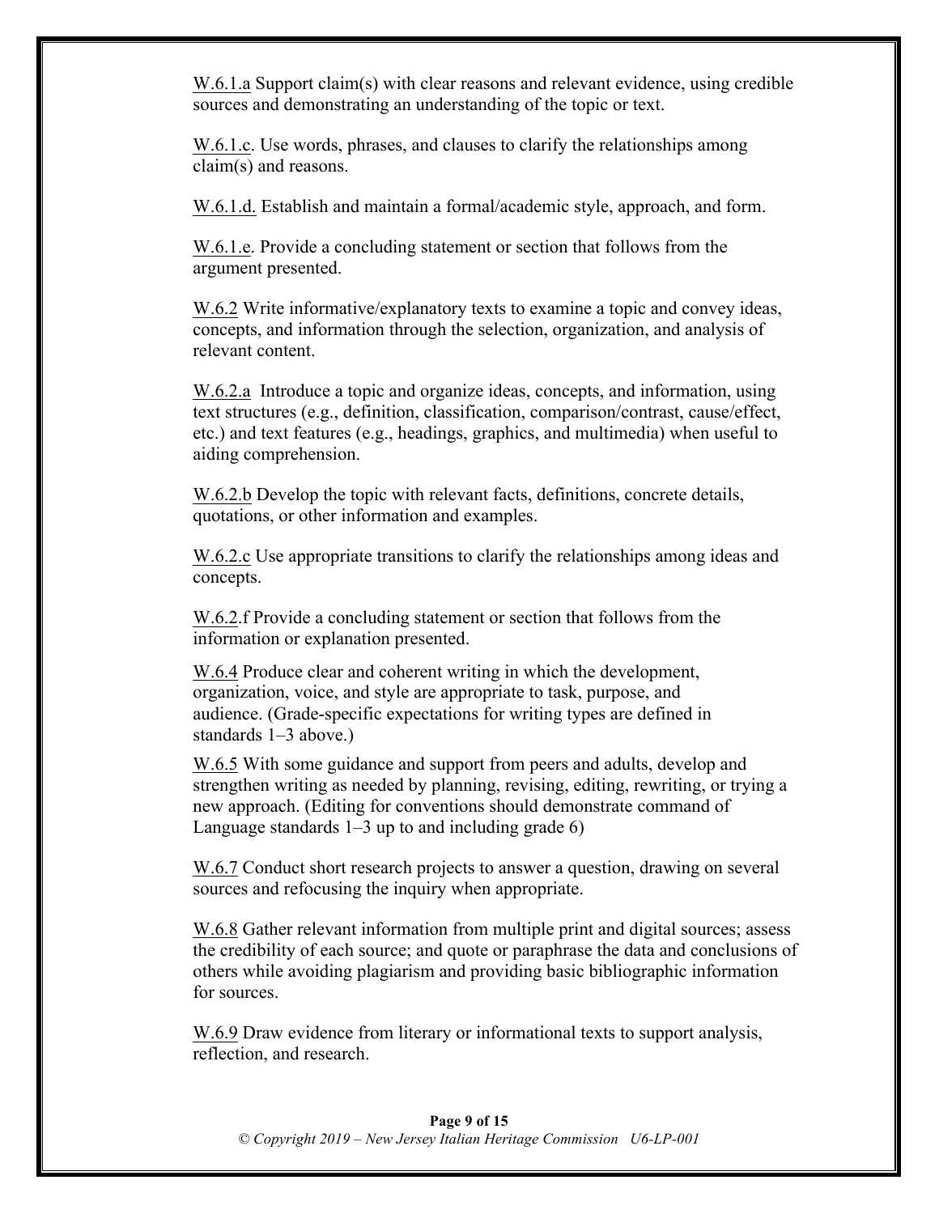W.6.1.a Support claim(s) with clear reasons and relevant evidence, using credible sources and demonstrating an understanding of the topic or text.

W.6.1.c. Use words, phrases, and clauses to clarify the relationships among claim(s) and reasons.

W.6.1.d. Establish and maintain a formal/academic style, approach, and form.

W.6.1.e. Provide a concluding statement or section that follows from the argument presented.

W.6.2 Write informative/explanatory texts to examine a topic and convey ideas, concepts, and information through the selection, organization, and analysis of relevant content.

W.6.2.a Introduce a topic and organize ideas, concepts, and information, using text structures (e.g., definition, classification, comparison/contrast, cause/effect, etc.) and text features (e.g., headings, graphics, and multimedia) when useful to aiding comprehension.

W.6.2.b Develop the topic with relevant facts, definitions, concrete details, quotations, or other information and examples.

W.6.2.c Use appropriate transitions to clarify the relationships among ideas and concepts.

W.6.2.f Provide a concluding statement or section that follows from the information or explanation presented.

W.6.4 Produce clear and coherent writing in which the development, organization, voice, and style are appropriate to task, purpose, and audience. (Grade-specific expectations for writing types are defined in standards 1–3 above.)

W.6.5 With some guidance and support from peers and adults, develop and strengthen writing as needed by planning, revising, editing, rewriting, or trying a new approach. (Editing for conventions should demonstrate command of Language standards 1–3 up to and including grade 6)

W.6.7 Conduct short research projects to answer a question, drawing on several sources and refocusing the inquiry when appropriate.

W.6.8 Gather relevant information from multiple print and digital sources; assess the credibility of each source; and quote or paraphrase the data and conclusions of others while avoiding plagiarism and providing basic bibliographic information for sources.

W.6.9 Draw evidence from literary or informational texts to support analysis, reflection, and research.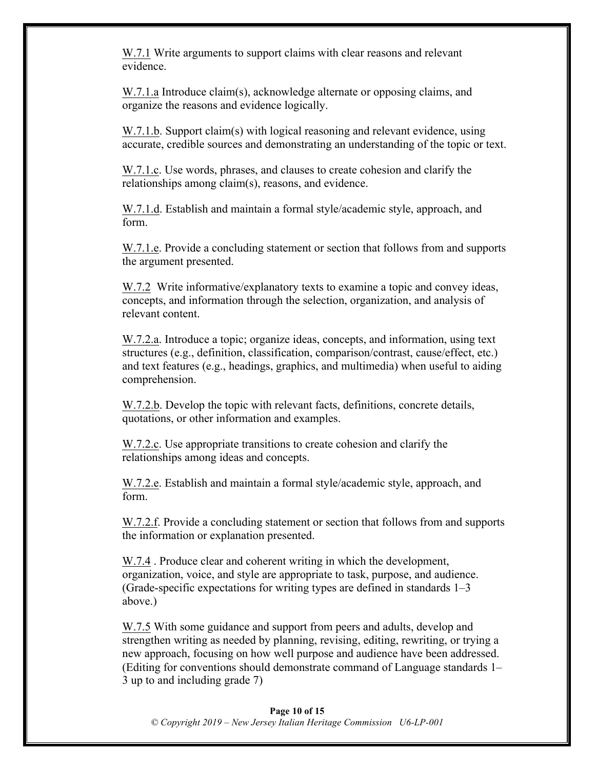W.7.1 Write arguments to support claims with clear reasons and relevant evidence.

W.7.1.a Introduce claim(s), acknowledge alternate or opposing claims, and organize the reasons and evidence logically.

W.7.1.b. Support claim(s) with logical reasoning and relevant evidence, using accurate, credible sources and demonstrating an understanding of the topic or text.

W.7.1.c. Use words, phrases, and clauses to create cohesion and clarify the relationships among claim(s), reasons, and evidence.

W.7.1.d. Establish and maintain a formal style/academic style, approach, and form.

W.7.1.e. Provide a concluding statement or section that follows from and supports the argument presented.

W.7.2 Write informative/explanatory texts to examine a topic and convey ideas, concepts, and information through the selection, organization, and analysis of relevant content.

W.7.2.a. Introduce a topic; organize ideas, concepts, and information, using text structures (e.g., definition, classification, comparison/contrast, cause/effect, etc.) and text features (e.g., headings, graphics, and multimedia) when useful to aiding comprehension.

W.7.2.b. Develop the topic with relevant facts, definitions, concrete details, quotations, or other information and examples.

W.7.2.c. Use appropriate transitions to create cohesion and clarify the relationships among ideas and concepts.

W.7.2.e. Establish and maintain a formal style/academic style, approach, and form.

W.7.2.f. Provide a concluding statement or section that follows from and supports the information or explanation presented.

W.7.4 . Produce clear and coherent writing in which the development, organization, voice, and style are appropriate to task, purpose, and audience. (Grade-specific expectations for writing types are defined in standards 1–3 above.)

W.7.5 With some guidance and support from peers and adults, develop and strengthen writing as needed by planning, revising, editing, rewriting, or trying a new approach, focusing on how well purpose and audience have been addressed. (Editing for conventions should demonstrate command of Language standards 1–3 up to and including grade 7)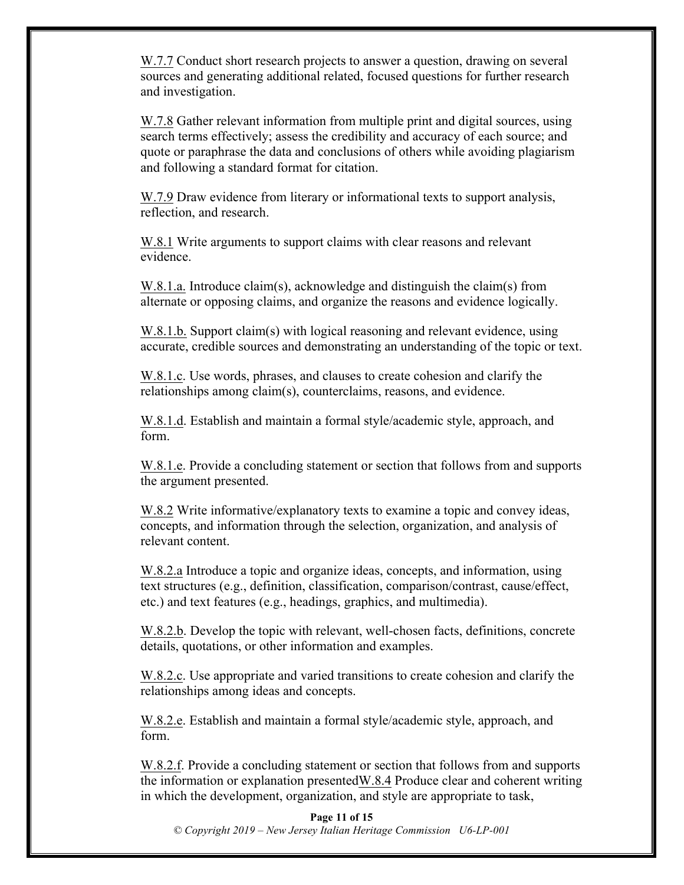W.7.7 Conduct short research projects to answer a question, drawing on several sources and generating additional related, focused questions for further research and investigation.

W.7.8 Gather relevant information from multiple print and digital sources, using search terms effectively; assess the credibility and accuracy of each source; and quote or paraphrase the data and conclusions of others while avoiding plagiarism and following a standard format for citation.

W.7.9 Draw evidence from literary or informational texts to support analysis, reflection, and research.

W.8.1 Write arguments to support claims with clear reasons and relevant evidence.

W.8.1.a. Introduce claim(s), acknowledge and distinguish the claim(s) from alternate or opposing claims, and organize the reasons and evidence logically.

W.8.1.b. Support claim(s) with logical reasoning and relevant evidence, using accurate, credible sources and demonstrating an understanding of the topic or text.

W.8.1.c. Use words, phrases, and clauses to create cohesion and clarify the relationships among claim(s), counterclaims, reasons, and evidence.

W.8.1.d. Establish and maintain a formal style/academic style, approach, and form.

W.8.1.e. Provide a concluding statement or section that follows from and supports the argument presented.

W.8.2 Write informative/explanatory texts to examine a topic and convey ideas, concepts, and information through the selection, organization, and analysis of relevant content.

W.8.2.a Introduce a topic and organize ideas, concepts, and information, using text structures (e.g., definition, classification, comparison/contrast, cause/effect, etc.) and text features (e.g., headings, graphics, and multimedia).

W.8.2.b. Develop the topic with relevant, well-chosen facts, definitions, concrete details, quotations, or other information and examples.

W.8.2.c. Use appropriate and varied transitions to create cohesion and clarify the relationships among ideas and concepts.

W.8.2.e. Establish and maintain a formal style/academic style, approach, and form.

W.8.2.f. Provide a concluding statement or section that follows from and supports the information or explanation presentedW.8.4 Produce clear and coherent writing in which the development, organization, and style are appropriate to task,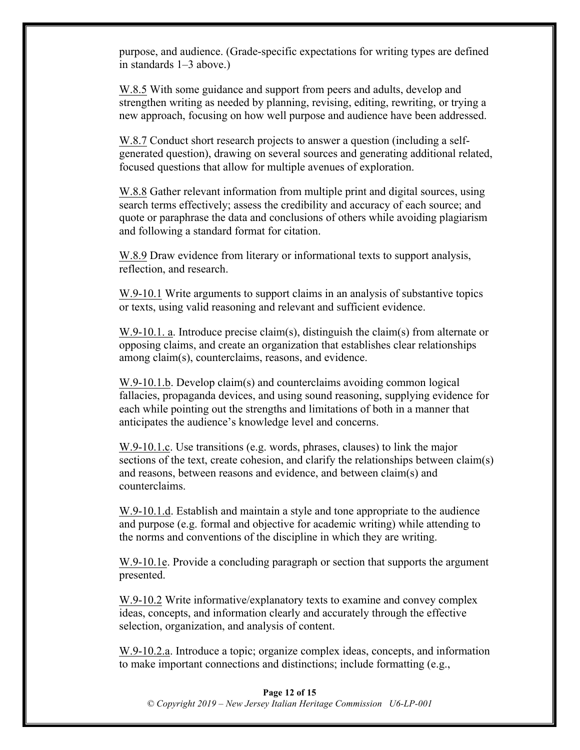purpose, and audience. (Grade-specific expectations for writing types are defined in standards 1–3 above.)

W.8.5 With some guidance and support from peers and adults, develop and strengthen writing as needed by planning, revising, editing, rewriting, or trying a new approach, focusing on how well purpose and audience have been addressed.

W.8.7 Conduct short research projects to answer a question (including a self-generated question), drawing on several sources and generating additional related, focused questions that allow for multiple avenues of exploration.

W.8.8 Gather relevant information from multiple print and digital sources, using search terms effectively; assess the credibility and accuracy of each source; and quote or paraphrase the data and conclusions of others while avoiding plagiarism and following a standard format for citation.

W.8.9 Draw evidence from literary or informational texts to support analysis, reflection, and research.

W.9-10.1 Write arguments to support claims in an analysis of substantive topics or texts, using valid reasoning and relevant and sufficient evidence.

W.9-10.1. a. Introduce precise claim(s), distinguish the claim(s) from alternate or opposing claims, and create an organization that establishes clear relationships among claim(s), counterclaims, reasons, and evidence.

W.9-10.1.b. Develop claim(s) and counterclaims avoiding common logical fallacies, propaganda devices, and using sound reasoning, supplying evidence for each while pointing out the strengths and limitations of both in a manner that anticipates the audience's knowledge level and concerns.

W.9-10.1.c. Use transitions (e.g. words, phrases, clauses) to link the major sections of the text, create cohesion, and clarify the relationships between claim(s) and reasons, between reasons and evidence, and between claim(s) and counterclaims.

W.9-10.1.d. Establish and maintain a style and tone appropriate to the audience and purpose (e.g. formal and objective for academic writing) while attending to the norms and conventions of the discipline in which they are writing.

W.9-10.1e. Provide a concluding paragraph or section that supports the argument presented.

W.9-10.2 Write informative/explanatory texts to examine and convey complex ideas, concepts, and information clearly and accurately through the effective selection, organization, and analysis of content.

W.9-10.2.a. Introduce a topic; organize complex ideas, concepts, and information to make important connections and distinctions; include formatting (e.g.,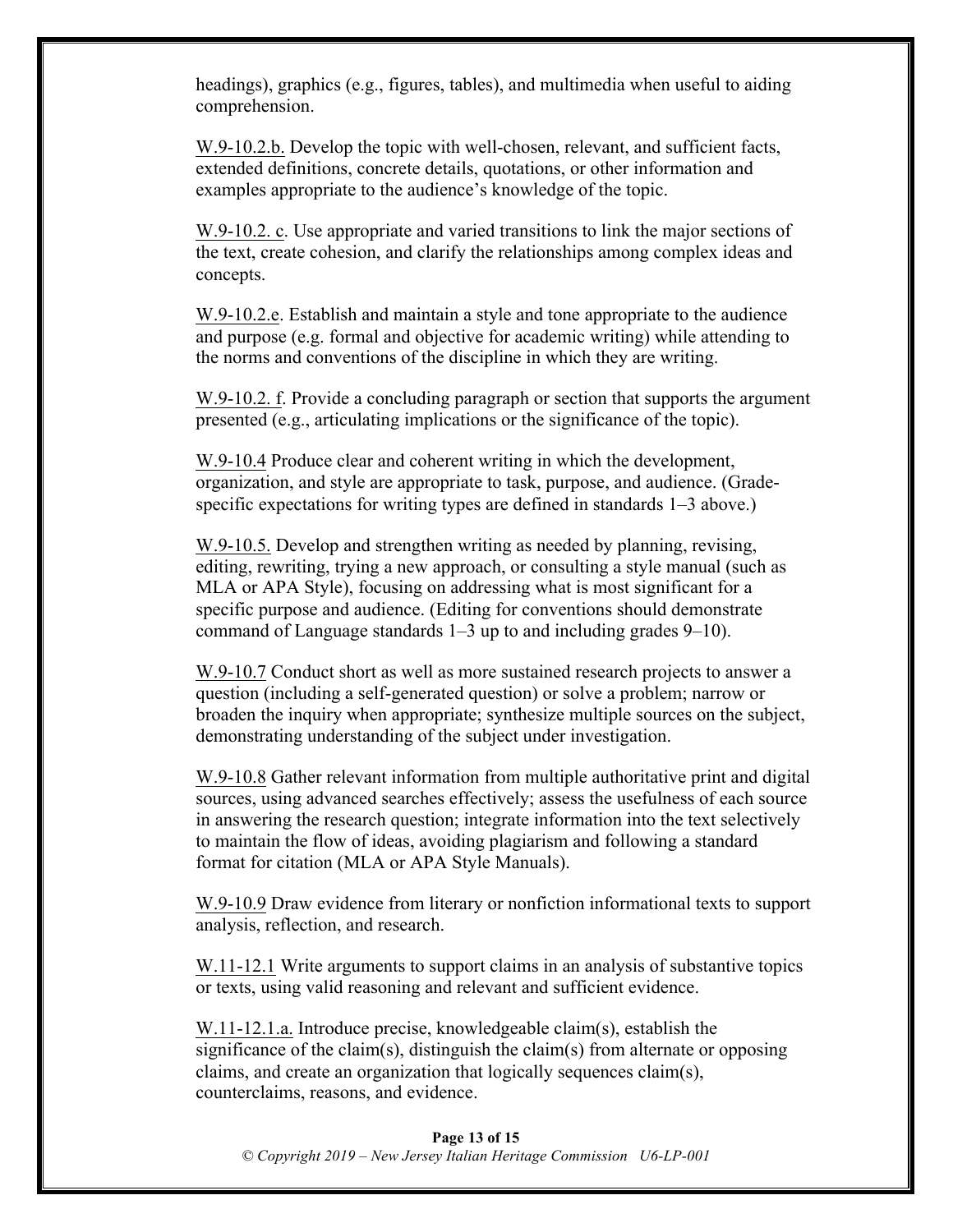headings), graphics (e.g., figures, tables), and multimedia when useful to aiding comprehension.

<u>W.9-10.2.b.</u> Develop the topic with well-chosen, relevant, and sufficient facts, extended definitions, concrete details, quotations, or other information and examples appropriate to the audience's knowledge of the topic.

<u>W.9-10.2. c</u>. Use appropriate and varied transitions to link the major sections of the text, create cohesion, and clarify the relationships among complex ideas and concepts.

<u>W.9-10.2.e</u>. Establish and maintain a style and tone appropriate to the audience and purpose (e.g. formal and objective for academic writing) while attending to the norms and conventions of the discipline in which they are writing.

<u>W.9-10.2. f</u>. Provide a concluding paragraph or section that supports the argument presented (e.g., articulating implications or the significance of the topic).

<u>W.9-10.4</u> Produce clear and coherent writing in which the development, organization, and style are appropriate to task, purpose, and audience. (Grade-specific expectations for writing types are defined in standards 1–3 above.)

<u>W.9-10.5.</u> Develop and strengthen writing as needed by planning, revising, editing, rewriting, trying a new approach, or consulting a style manual (such as MLA or APA Style), focusing on addressing what is most significant for a specific purpose and audience. (Editing for conventions should demonstrate command of Language standards 1–3 up to and including grades 9–10).

<u>W.9-10.7</u> Conduct short as well as more sustained research projects to answer a question (including a self-generated question) or solve a problem; narrow or broaden the inquiry when appropriate; synthesize multiple sources on the subject, demonstrating understanding of the subject under investigation.

<u>W.9-10.8</u> Gather relevant information from multiple authoritative print and digital sources, using advanced searches effectively; assess the usefulness of each source in answering the research question; integrate information into the text selectively to maintain the flow of ideas, avoiding plagiarism and following a standard format for citation (MLA or APA Style Manuals).

<u>W.9-10.9</u> Draw evidence from literary or nonfiction informational texts to support analysis, reflection, and research.

<u>W.11-12.1</u> Write arguments to support claims in an analysis of substantive topics or texts, using valid reasoning and relevant and sufficient evidence.

<u>W.11-12.1.a.</u> Introduce precise, knowledgeable claim(s), establish the significance of the claim(s), distinguish the claim(s) from alternate or opposing claims, and create an organization that logically sequences claim(s), counterclaims, reasons, and evidence.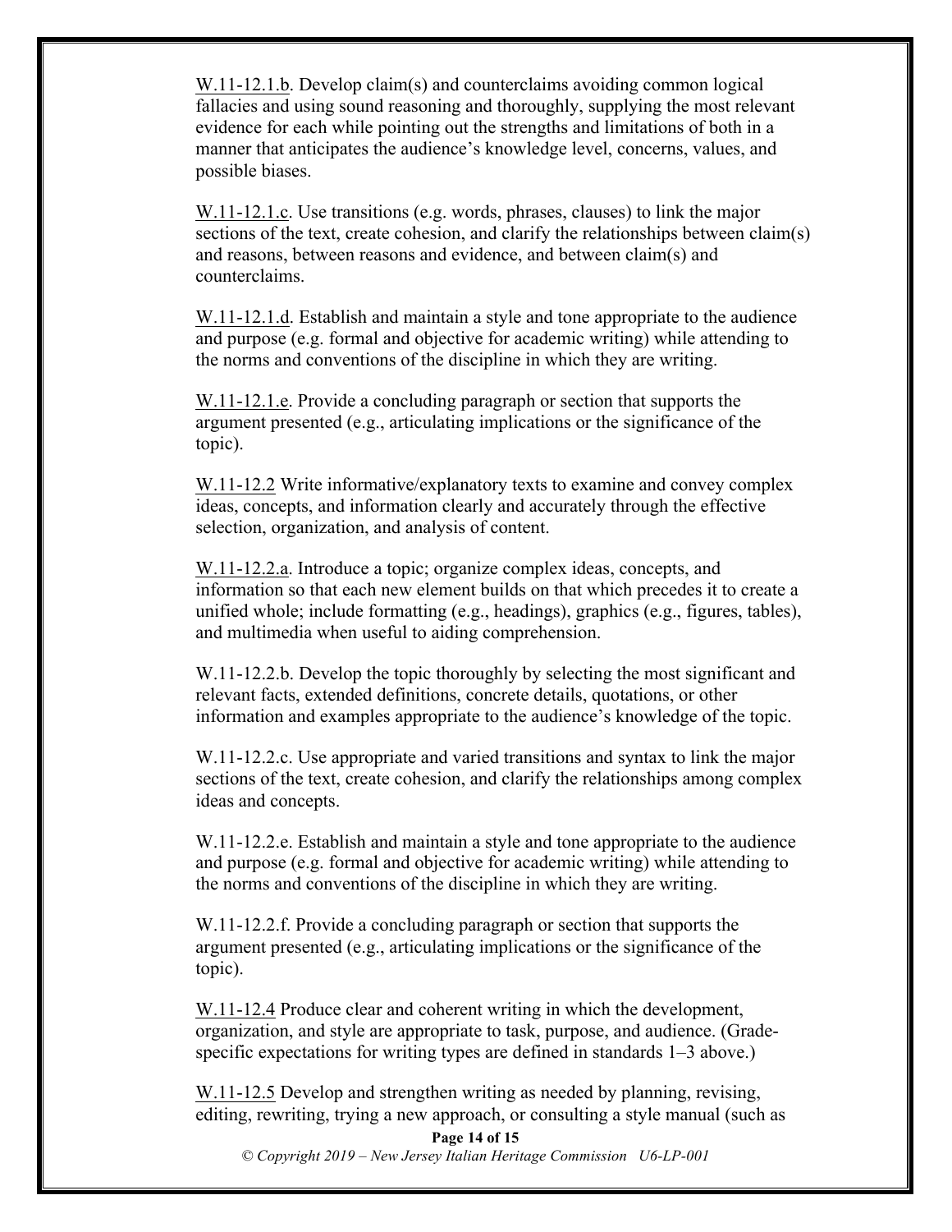W.11-12.1.b. Develop claim(s) and counterclaims avoiding common logical fallacies and using sound reasoning and thoroughly, supplying the most relevant evidence for each while pointing out the strengths and limitations of both in a manner that anticipates the audience's knowledge level, concerns, values, and possible biases.

W.11-12.1.c. Use transitions (e.g. words, phrases, clauses) to link the major sections of the text, create cohesion, and clarify the relationships between claim(s) and reasons, between reasons and evidence, and between claim(s) and counterclaims.

W.11-12.1.d. Establish and maintain a style and tone appropriate to the audience and purpose (e.g. formal and objective for academic writing) while attending to the norms and conventions of the discipline in which they are writing.

W.11-12.1.e. Provide a concluding paragraph or section that supports the argument presented (e.g., articulating implications or the significance of the topic).

W.11-12.2 Write informative/explanatory texts to examine and convey complex ideas, concepts, and information clearly and accurately through the effective selection, organization, and analysis of content.

W.11-12.2.a. Introduce a topic; organize complex ideas, concepts, and information so that each new element builds on that which precedes it to create a unified whole; include formatting (e.g., headings), graphics (e.g., figures, tables), and multimedia when useful to aiding comprehension.

W.11-12.2.b. Develop the topic thoroughly by selecting the most significant and relevant facts, extended definitions, concrete details, quotations, or other information and examples appropriate to the audience's knowledge of the topic.

W.11-12.2.c. Use appropriate and varied transitions and syntax to link the major sections of the text, create cohesion, and clarify the relationships among complex ideas and concepts.

W.11-12.2.e. Establish and maintain a style and tone appropriate to the audience and purpose (e.g. formal and objective for academic writing) while attending to the norms and conventions of the discipline in which they are writing.

W.11-12.2.f. Provide a concluding paragraph or section that supports the argument presented (e.g., articulating implications or the significance of the topic).

W.11-12.4 Produce clear and coherent writing in which the development, organization, and style are appropriate to task, purpose, and audience. (Grade-specific expectations for writing types are defined in standards 1–3 above.)

W.11-12.5 Develop and strengthen writing as needed by planning, revising, editing, rewriting, trying a new approach, or consulting a style manual (such as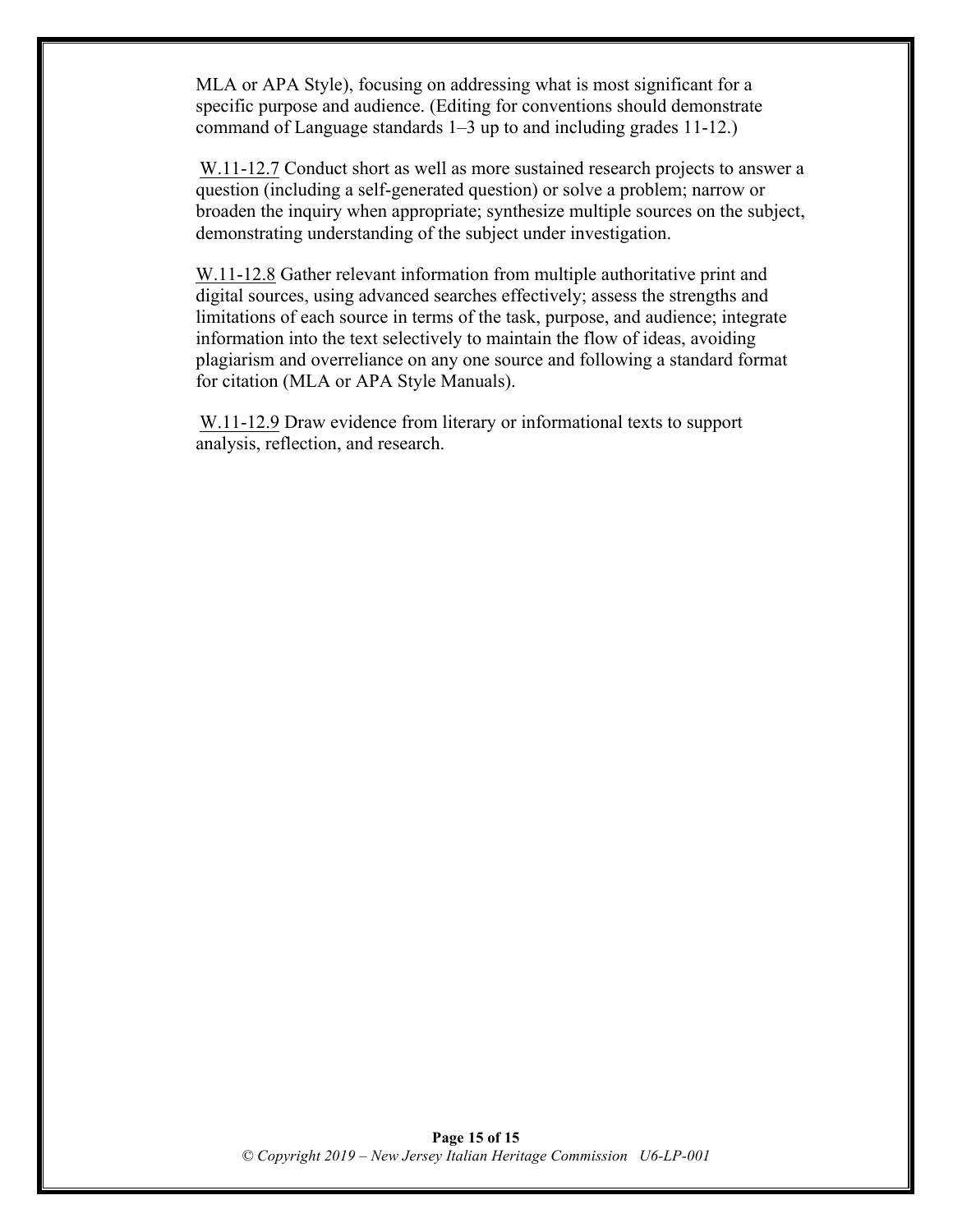MLA or APA Style), focusing on addressing what is most significant for a specific purpose and audience. (Editing for conventions should demonstrate command of Language standards 1–3 up to and including grades 11-12.)

W.11-12.7 Conduct short as well as more sustained research projects to answer a question (including a self-generated question) or solve a problem; narrow or broaden the inquiry when appropriate; synthesize multiple sources on the subject, demonstrating understanding of the subject under investigation.

W.11-12.8 Gather relevant information from multiple authoritative print and digital sources, using advanced searches effectively; assess the strengths and limitations of each source in terms of the task, purpose, and audience; integrate information into the text selectively to maintain the flow of ideas, avoiding plagiarism and overreliance on any one source and following a standard format for citation (MLA or APA Style Manuals).

W.11-12.9 Draw evidence from literary or informational texts to support analysis, reflection, and research.